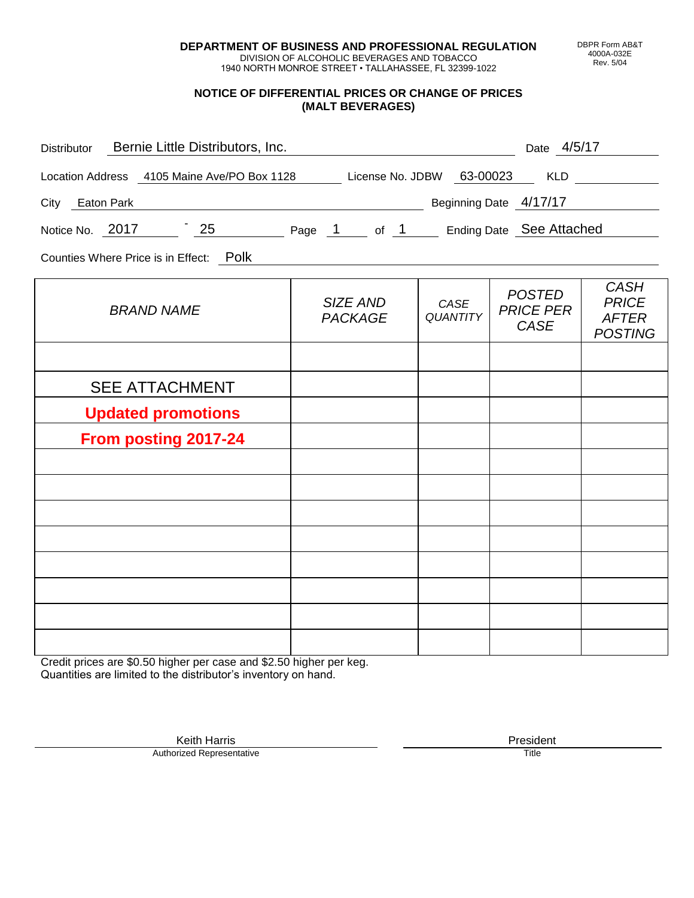**DEPARTMENT OF BUSINESS AND PROFESSIONAL REGULATION**
DIVISION OF ALCOHOLIC BEVERAGES AND TOBACCO
1940 NORTH MONROE STREET • TALLAHASSEE, FL 32399-1022

DBPR Form AB&T
4000A-032E
Rev. 5/04

## NOTICE OF DIFFERENTIAL PRICES OR CHANGE OF PRICES (MALT BEVERAGES)

Distributor: Bernie Little Distributors, Inc. Date: 4/5/17

Location Address: 4105 Maine Ave/PO Box 1128 License No. JDBW: 63-00023 KLD:

City: Eaton Park Beginning Date: 4/17/17

Notice No. 2017 - 25 Page 1 of 1 Ending Date: See Attached

Counties Where Price is in Effect: Polk

| BRAND NAME | SIZE AND PACKAGE | CASE QUANTITY | POSTED PRICE PER CASE | CASH PRICE AFTER POSTING |
|---|---|---|---|---|
| | | | | |
| SEE ATTACHMENT | | | | |
| **Updated promotions** | | | | |
| **From posting 2017-24** | | | | |
| | | | | |
| | | | | |
| | | | | |
| | | | | |
| | | | | |
| | | | | |
| | | | | |
| | | | | |

Credit prices are $0.50 higher per case and $2.50 higher per keg.
Quantities are limited to the distributor's inventory on hand.

Keith Harris
Authorized Representative

President
Title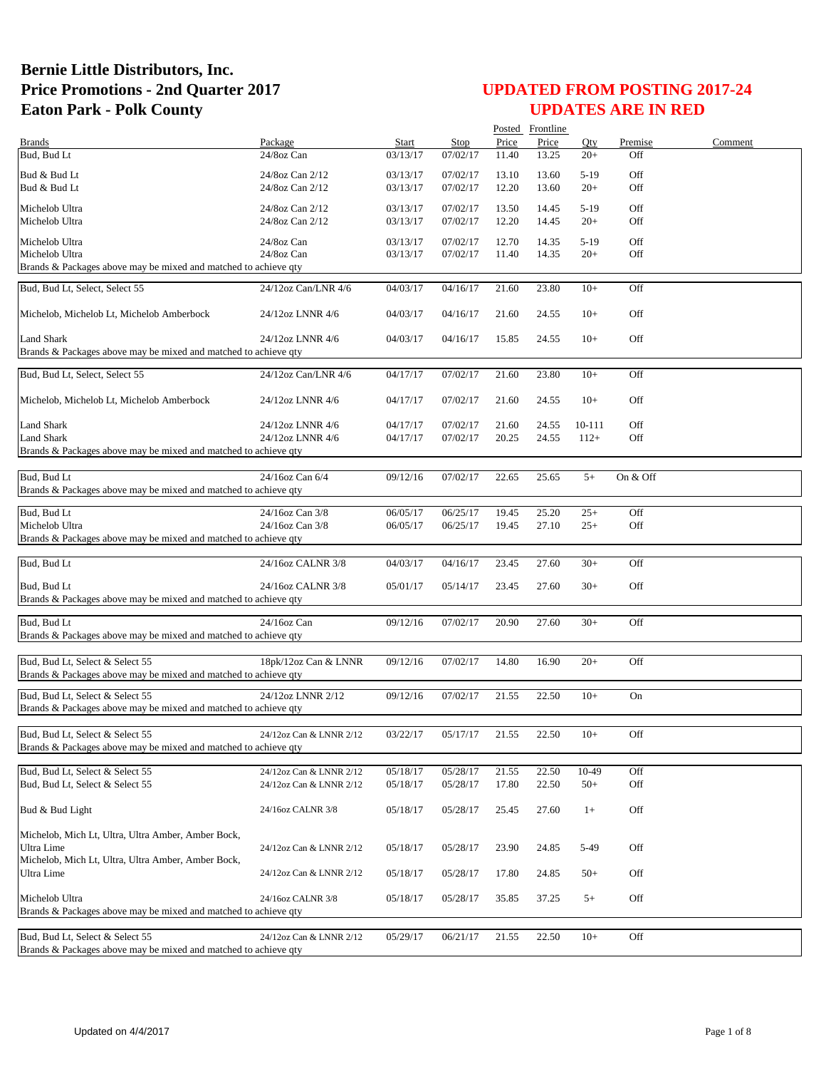# Bernie Little Distributors, Inc.
# Price Promotions - 2nd Quarter 2017
# Eaton Park - Polk County

## UPDATED FROM POSTING 2017-24
## UPDATES ARE IN RED

| Brands | Package | Start | Stop | Posted Price | Frontline Price | Qty | Premise | Comment |
|---|---|---|---|---|---|---|---|---|
| Bud, Bud Lt | 24/8oz Can | 03/13/17 | 07/02/17 | 11.40 | 13.25 | 20+ | Off | |
| Bud & Bud Lt | 24/8oz Can 2/12 | 03/13/17 | 07/02/17 | 13.10 | 13.60 | 5-19 | Off | |
| Bud & Bud Lt | 24/8oz Can 2/12 | 03/13/17 | 07/02/17 | 12.20 | 13.60 | 20+ | Off | |
| Michelob Ultra | 24/8oz Can 2/12 | 03/13/17 | 07/02/17 | 13.50 | 14.45 | 5-19 | Off | |
| Michelob Ultra | 24/8oz Can 2/12 | 03/13/17 | 07/02/17 | 12.20 | 14.45 | 20+ | Off | |
| Michelob Ultra | 24/8oz Can | 03/13/17 | 07/02/17 | 12.70 | 14.35 | 5-19 | Off | |
| Michelob Ultra | 24/8oz Can | 03/13/17 | 07/02/17 | 11.40 | 14.35 | 20+ | Off | |
| Brands & Packages above may be mixed and matched to achieve qty | | | | | | | | |
| Bud, Bud Lt, Select, Select 55 | 24/12oz Can/LNR 4/6 | 04/03/17 | 04/16/17 | 21.60 | 23.80 | 10+ | Off | |
| Michelob, Michelob Lt, Michelob Amberbock | 24/12oz LNNR 4/6 | 04/03/17 | 04/16/17 | 21.60 | 24.55 | 10+ | Off | |
| Land Shark | 24/12oz LNNR 4/6 | 04/03/17 | 04/16/17 | 15.85 | 24.55 | 10+ | Off | |
| Brands & Packages above may be mixed and matched to achieve qty | | | | | | | | |
| Bud, Bud Lt, Select, Select 55 | 24/12oz Can/LNR 4/6 | 04/17/17 | 07/02/17 | 21.60 | 23.80 | 10+ | Off | |
| Michelob, Michelob Lt, Michelob Amberbock | 24/12oz LNNR 4/6 | 04/17/17 | 07/02/17 | 21.60 | 24.55 | 10+ | Off | |
| Land Shark | 24/12oz LNNR 4/6 | 04/17/17 | 07/02/17 | 21.60 | 24.55 | 10-111 | Off | |
| Land Shark | 24/12oz LNNR 4/6 | 04/17/17 | 07/02/17 | 20.25 | 24.55 | 112+ | Off | |
| Brands & Packages above may be mixed and matched to achieve qty | | | | | | | | |
| Bud, Bud Lt | 24/16oz Can 6/4 | 09/12/16 | 07/02/17 | 22.65 | 25.65 | 5+ | On & Off | |
| Brands & Packages above may be mixed and matched to achieve qty | | | | | | | | |
| Bud, Bud Lt | 24/16oz Can 3/8 | 06/05/17 | 06/25/17 | 19.45 | 25.20 | 25+ | Off | |
| Michelob Ultra | 24/16oz Can 3/8 | 06/05/17 | 06/25/17 | 19.45 | 27.10 | 25+ | Off | |
| Brands & Packages above may be mixed and matched to achieve qty | | | | | | | | |
| Bud, Bud Lt | 24/16oz CALNR 3/8 | 04/03/17 | 04/16/17 | 23.45 | 27.60 | 30+ | Off | |
| Bud, Bud Lt | 24/16oz CALNR 3/8 | 05/01/17 | 05/14/17 | 23.45 | 27.60 | 30+ | Off | |
| Brands & Packages above may be mixed and matched to achieve qty | | | | | | | | |
| Bud, Bud Lt | 24/16oz Can | 09/12/16 | 07/02/17 | 20.90 | 27.60 | 30+ | Off | |
| Brands & Packages above may be mixed and matched to achieve qty | | | | | | | | |
| Bud, Bud Lt, Select & Select 55 | 18pk/12oz Can & LNNR | 09/12/16 | 07/02/17 | 14.80 | 16.90 | 20+ | Off | |
| Brands & Packages above may be mixed and matched to achieve qty | | | | | | | | |
| Bud, Bud Lt, Select & Select 55 | 24/12oz LNNR 2/12 | 09/12/16 | 07/02/17 | 21.55 | 22.50 | 10+ | On | |
| Brands & Packages above may be mixed and matched to achieve qty | | | | | | | | |
| Bud, Bud Lt, Select & Select 55 | 24/12oz Can & LNNR 2/12 | 03/22/17 | 05/17/17 | 21.55 | 22.50 | 10+ | Off | |
| Brands & Packages above may be mixed and matched to achieve qty | | | | | | | | |
| Bud, Bud Lt, Select & Select 55 | 24/12oz Can & LNNR 2/12 | 05/18/17 | 05/28/17 | 21.55 | 22.50 | 10-49 | Off | |
| Bud, Bud Lt, Select & Select 55 | 24/12oz Can & LNNR 2/12 | 05/18/17 | 05/28/17 | 17.80 | 22.50 | 50+ | Off | |
| Bud & Bud Light | 24/16oz CALNR 3/8 | 05/18/17 | 05/28/17 | 25.45 | 27.60 | 1+ | Off | |
| Michelob, Mich Lt, Ultra, Ultra Amber, Amber Bock, Ultra Lime | 24/12oz Can & LNNR 2/12 | 05/18/17 | 05/28/17 | 23.90 | 24.85 | 5-49 | Off | |
| Michelob, Mich Lt, Ultra, Ultra Amber, Amber Bock, Ultra Lime | 24/12oz Can & LNNR 2/12 | 05/18/17 | 05/28/17 | 17.80 | 24.85 | 50+ | Off | |
| Michelob Ultra | 24/16oz CALNR 3/8 | 05/18/17 | 05/28/17 | 35.85 | 37.25 | 5+ | Off | |
| Brands & Packages above may be mixed and matched to achieve qty | | | | | | | | |
| Bud, Bud Lt, Select & Select 55 | 24/12oz Can & LNNR 2/12 | 05/29/17 | 06/21/17 | 21.55 | 22.50 | 10+ | Off | |
| Brands & Packages above may be mixed and matched to achieve qty | | | | | | | | |

Updated on 4/4/2017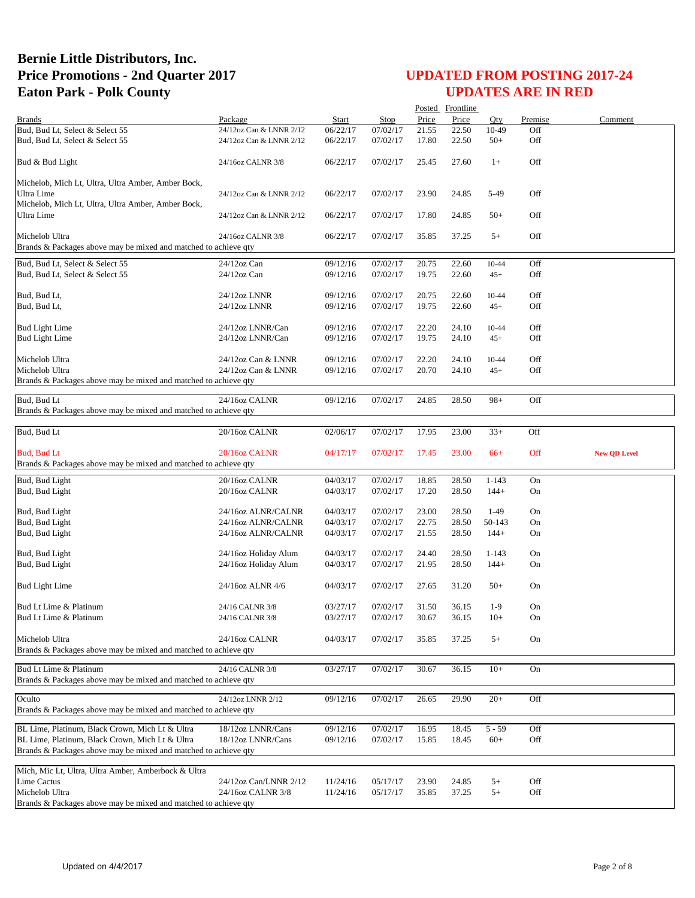# Bernie Little Distributors, Inc.
# Price Promotions - 2nd Quarter 2017
# Eaton Park - Polk County

## UPDATED FROM POSTING 2017-24
## UPDATES ARE IN RED

| Brands | Package | Start | Stop | Posted Price | Frontline Price | Qty | Premise | Comment |
|---|---|---|---|---|---|---|---|---|
| Bud, Bud Lt, Select & Select 55 | 24/12oz Can & LNNR 2/12 | 06/22/17 | 07/02/17 | 21.55 | 22.50 | 10-49 | Off | |
| Bud, Bud Lt, Select & Select 55 | 24/12oz Can & LNNR 2/12 | 06/22/17 | 07/02/17 | 17.80 | 22.50 | 50+ | Off | |
| Bud & Bud Light | 24/16oz CALNR 3/8 | 06/22/17 | 07/02/17 | 25.45 | 27.60 | 1+ | Off | |
| Michelob, Mich Lt, Ultra, Ultra Amber, Amber Bock, Ultra Lime | 24/12oz Can & LNNR 2/12 | 06/22/17 | 07/02/17 | 23.90 | 24.85 | 5-49 | Off | |
| Michelob, Mich Lt, Ultra, Ultra Amber, Amber Bock, Ultra Lime | 24/12oz Can & LNNR 2/12 | 06/22/17 | 07/02/17 | 17.80 | 24.85 | 50+ | Off | |
| Michelob Ultra | 24/16oz CALNR 3/8 | 06/22/17 | 07/02/17 | 35.85 | 37.25 | 5+ | Off | |
| Brands & Packages above may be mixed and matched to achieve qty | | | | | | | | |
| Bud, Bud Lt, Select & Select 55 | 24/12oz Can | 09/12/16 | 07/02/17 | 20.75 | 22.60 | 10-44 | Off | |
| Bud, Bud Lt, Select & Select 55 | 24/12oz Can | 09/12/16 | 07/02/17 | 19.75 | 22.60 | 45+ | Off | |
| Bud, Bud Lt, | 24/12oz LNNR | 09/12/16 | 07/02/17 | 20.75 | 22.60 | 10-44 | Off | |
| Bud, Bud Lt, | 24/12oz LNNR | 09/12/16 | 07/02/17 | 19.75 | 22.60 | 45+ | Off | |
| Bud Light Lime | 24/12oz LNNR/Can | 09/12/16 | 07/02/17 | 22.20 | 24.10 | 10-44 | Off | |
| Bud Light Lime | 24/12oz LNNR/Can | 09/12/16 | 07/02/17 | 19.75 | 24.10 | 45+ | Off | |
| Michelob Ultra | 24/12oz Can & LNNR | 09/12/16 | 07/02/17 | 22.20 | 24.10 | 10-44 | Off | |
| Michelob Ultra | 24/12oz Can & LNNR | 09/12/16 | 07/02/17 | 20.70 | 24.10 | 45+ | Off | |
| Brands & Packages above may be mixed and matched to achieve qty | | | | | | | | |
| Bud, Bud Lt | 24/16oz CALNR | 09/12/16 | 07/02/17 | 24.85 | 28.50 | 98+ | Off | |
| Brands & Packages above may be mixed and matched to achieve qty | | | | | | | | |
| Bud, Bud Lt | 20/16oz CALNR | 02/06/17 | 07/02/17 | 17.95 | 23.00 | 33+ | Off | |
| Bud, Bud Lt | 20/16oz CALNR | 04/17/17 | 07/02/17 | 17.45 | 23.00 | 66+ | Off | **New QD Level** |
| Brands & Packages above may be mixed and matched to achieve qty | | | | | | | | |
| Bud, Bud Light | 20/16oz CALNR | 04/03/17 | 07/02/17 | 18.85 | 28.50 | 1-143 | On | |
| Bud, Bud Light | 20/16oz CALNR | 04/03/17 | 07/02/17 | 17.20 | 28.50 | 144+ | On | |
| Bud, Bud Light | 24/16oz ALNR/CALNR | 04/03/17 | 07/02/17 | 23.00 | 28.50 | 1-49 | On | |
| Bud, Bud Light | 24/16oz ALNR/CALNR | 04/03/17 | 07/02/17 | 22.75 | 28.50 | 50-143 | On | |
| Bud, Bud Light | 24/16oz ALNR/CALNR | 04/03/17 | 07/02/17 | 21.55 | 28.50 | 144+ | On | |
| Bud, Bud Light | 24/16oz Holiday Alum | 04/03/17 | 07/02/17 | 24.40 | 28.50 | 1-143 | On | |
| Bud, Bud Light | 24/16oz Holiday Alum | 04/03/17 | 07/02/17 | 21.95 | 28.50 | 144+ | On | |
| Bud Light Lime | 24/16oz ALNR 4/6 | 04/03/17 | 07/02/17 | 27.65 | 31.20 | 50+ | On | |
| Bud Lt Lime & Platinum | 24/16 CALNR 3/8 | 03/27/17 | 07/02/17 | 31.50 | 36.15 | 1-9 | On | |
| Bud Lt Lime & Platinum | 24/16 CALNR 3/8 | 03/27/17 | 07/02/17 | 30.67 | 36.15 | 10+ | On | |
| Michelob Ultra | 24/16oz CALNR | 04/03/17 | 07/02/17 | 35.85 | 37.25 | 5+ | On | |
| Brands & Packages above may be mixed and matched to achieve qty | | | | | | | | |
| Bud Lt Lime & Platinum | 24/16 CALNR 3/8 | 03/27/17 | 07/02/17 | 30.67 | 36.15 | 10+ | On | |
| Brands & Packages above may be mixed and matched to achieve qty | | | | | | | | |
| Oculto | 24/12oz LNNR 2/12 | 09/12/16 | 07/02/17 | 26.65 | 29.90 | 20+ | Off | |
| Brands & Packages above may be mixed and matched to achieve qty | | | | | | | | |
| BL Lime, Platinum, Black Crown, Mich Lt & Ultra | 18/12oz LNNR/Cans | 09/12/16 | 07/02/17 | 16.95 | 18.45 | 5 - 59 | Off | |
| BL Lime, Platinum, Black Crown, Mich Lt & Ultra | 18/12oz LNNR/Cans | 09/12/16 | 07/02/17 | 15.85 | 18.45 | 60+ | Off | |
| Brands & Packages above may be mixed and matched to achieve qty | | | | | | | | |
| Mich, Mic Lt, Ultra, Ultra Amber, Amberbock & Ultra Lime Cactus | 24/12oz Can/LNNR 2/12 | 11/24/16 | 05/17/17 | 23.90 | 24.85 | 5+ | Off | |
| Michelob Ultra | 24/16oz CALNR 3/8 | 11/24/16 | 05/17/17 | 35.85 | 37.25 | 5+ | Off | |
| Brands & Packages above may be mixed and matched to achieve qty | | | | | | | | |

Updated on 4/4/2017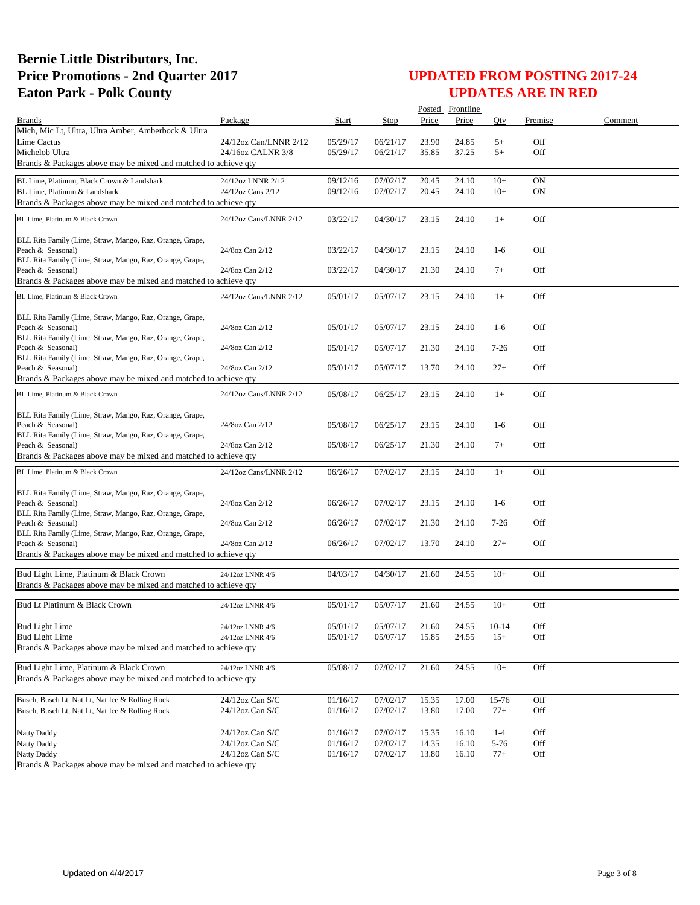# Bernie Little Distributors, Inc.
# Price Promotions - 2nd Quarter 2017
# Eaton Park - Polk County

## UPDATED FROM POSTING 2017-24
## UPDATES ARE IN RED

| Brands | Package | Start | Stop | Posted Price | Frontline Price | Qty | Premise | Comment |
|---|---|---|---|---|---|---|---|---|
| Mich, Mic Lt, Ultra, Ultra Amber, Amberbock & Ultra | | | | | | | | |
| Lime Cactus | 24/12oz Can/LNNR 2/12 | 05/29/17 | 06/21/17 | 23.90 | 24.85 | 5+ | Off | |
| Michelob Ultra | 24/16oz CALNR 3/8 | 05/29/17 | 06/21/17 | 35.85 | 37.25 | 5+ | Off | |
| Brands & Packages above may be mixed and matched to achieve qty | | | | | | | | |
| BL Lime, Platinum, Black Crown & Landshark | 24/12oz LNNR 2/12 | 09/12/16 | 07/02/17 | 20.45 | 24.10 | 10+ | ON | |
| BL Lime, Platinum & Landshark | 24/12oz Cans 2/12 | 09/12/16 | 07/02/17 | 20.45 | 24.10 | 10+ | ON | |
| Brands & Packages above may be mixed and matched to achieve qty | | | | | | | | |
| BL Lime, Platinum & Black Crown | 24/12oz Cans/LNNR 2/12 | 03/22/17 | 04/30/17 | 23.15 | 24.10 | 1+ | Off | |
| BLL Rita Family (Lime, Straw, Mango, Raz, Orange, Grape, Peach & Seasonal) | 24/8oz Can 2/12 | 03/22/17 | 04/30/17 | 23.15 | 24.10 | 1-6 | Off | |
| BLL Rita Family (Lime, Straw, Mango, Raz, Orange, Grape, Peach & Seasonal) | 24/8oz Can 2/12 | 03/22/17 | 04/30/17 | 21.30 | 24.10 | 7+ | Off | |
| Brands & Packages above may be mixed and matched to achieve qty | | | | | | | | |
| BL Lime, Platinum & Black Crown | 24/12oz Cans/LNNR 2/12 | 05/01/17 | 05/07/17 | 23.15 | 24.10 | 1+ | Off | |
| BLL Rita Family (Lime, Straw, Mango, Raz, Orange, Grape, Peach & Seasonal) | 24/8oz Can 2/12 | 05/01/17 | 05/07/17 | 23.15 | 24.10 | 1-6 | Off | |
| BLL Rita Family (Lime, Straw, Mango, Raz, Orange, Grape, Peach & Seasonal) | 24/8oz Can 2/12 | 05/01/17 | 05/07/17 | 21.30 | 24.10 | 7-26 | Off | |
| BLL Rita Family (Lime, Straw, Mango, Raz, Orange, Grape, Peach & Seasonal) | 24/8oz Can 2/12 | 05/01/17 | 05/07/17 | 13.70 | 24.10 | 27+ | Off | |
| Brands & Packages above may be mixed and matched to achieve qty | | | | | | | | |
| BL Lime, Platinum & Black Crown | 24/12oz Cans/LNNR 2/12 | 05/08/17 | 06/25/17 | 23.15 | 24.10 | 1+ | Off | |
| BLL Rita Family (Lime, Straw, Mango, Raz, Orange, Grape, Peach & Seasonal) | 24/8oz Can 2/12 | 05/08/17 | 06/25/17 | 23.15 | 24.10 | 1-6 | Off | |
| BLL Rita Family (Lime, Straw, Mango, Raz, Orange, Grape, Peach & Seasonal) | 24/8oz Can 2/12 | 05/08/17 | 06/25/17 | 21.30 | 24.10 | 7+ | Off | |
| Brands & Packages above may be mixed and matched to achieve qty | | | | | | | | |
| BL Lime, Platinum & Black Crown | 24/12oz Cans/LNNR 2/12 | 06/26/17 | 07/02/17 | 23.15 | 24.10 | 1+ | Off | |
| BLL Rita Family (Lime, Straw, Mango, Raz, Orange, Grape, Peach & Seasonal) | 24/8oz Can 2/12 | 06/26/17 | 07/02/17 | 23.15 | 24.10 | 1-6 | Off | |
| BLL Rita Family (Lime, Straw, Mango, Raz, Orange, Grape, Peach & Seasonal) | 24/8oz Can 2/12 | 06/26/17 | 07/02/17 | 21.30 | 24.10 | 7-26 | Off | |
| BLL Rita Family (Lime, Straw, Mango, Raz, Orange, Grape, Peach & Seasonal) | 24/8oz Can 2/12 | 06/26/17 | 07/02/17 | 13.70 | 24.10 | 27+ | Off | |
| Brands & Packages above may be mixed and matched to achieve qty | | | | | | | | |
| Bud Light Lime, Platinum & Black Crown | 24/12oz LNNR 4/6 | 04/03/17 | 04/30/17 | 21.60 | 24.55 | 10+ | Off | |
| Brands & Packages above may be mixed and matched to achieve qty | | | | | | | | |
| Bud Lt Platinum & Black Crown | 24/12oz LNNR 4/6 | 05/01/17 | 05/07/17 | 21.60 | 24.55 | 10+ | Off | |
| Bud Light Lime | 24/12oz LNNR 4/6 | 05/01/17 | 05/07/17 | 21.60 | 24.55 | 10-14 | Off | |
| Bud Light Lime | 24/12oz LNNR 4/6 | 05/01/17 | 05/07/17 | 15.85 | 24.55 | 15+ | Off | |
| Brands & Packages above may be mixed and matched to achieve qty | | | | | | | | |
| Bud Light Lime, Platinum & Black Crown | 24/12oz LNNR 4/6 | 05/08/17 | 07/02/17 | 21.60 | 24.55 | 10+ | Off | |
| Brands & Packages above may be mixed and matched to achieve qty | | | | | | | | |
| Busch, Busch Lt, Nat Lt, Nat Ice & Rolling Rock | 24/12oz Can S/C | 01/16/17 | 07/02/17 | 15.35 | 17.00 | 15-76 | Off | |
| Busch, Busch Lt, Nat Lt, Nat Ice & Rolling Rock | 24/12oz Can S/C | 01/16/17 | 07/02/17 | 13.80 | 17.00 | 77+ | Off | |
| Natty Daddy | 24/12oz Can S/C | 01/16/17 | 07/02/17 | 15.35 | 16.10 | 1-4 | Off | |
| Natty Daddy | 24/12oz Can S/C | 01/16/17 | 07/02/17 | 14.35 | 16.10 | 5-76 | Off | |
| Natty Daddy | 24/12oz Can S/C | 01/16/17 | 07/02/17 | 13.80 | 16.10 | 77+ | Off | |
| Brands & Packages above may be mixed and matched to achieve qty | | | | | | | | |

Updated on 4/4/2017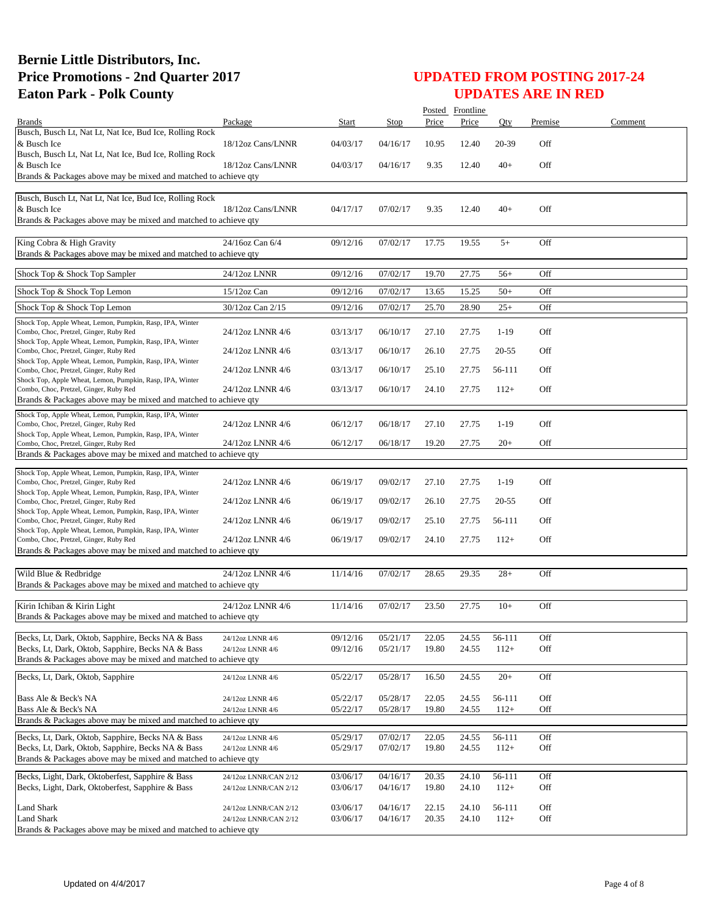# Bernie Little Distributors, Inc.
# Price Promotions - 2nd Quarter 2017
# Eaton Park - Polk County

## UPDATED FROM POSTING 2017-24
## UPDATES ARE IN RED

| Brands | Package | Start | Stop | Posted Price | Frontline Price | Qty | Premise | Comment |
|---|---|---|---|---|---|---|---|---|
| Busch, Busch Lt, Nat Lt, Nat Ice, Bud Ice, Rolling Rock & Busch Ice | 18/12oz Cans/LNNR | 04/03/17 | 04/16/17 | 10.95 | 12.40 | 20-39 | Off | |
| Busch, Busch Lt, Nat Lt, Nat Ice, Bud Ice, Rolling Rock & Busch Ice | 18/12oz Cans/LNNR | 04/03/17 | 04/16/17 | 9.35 | 12.40 | 40+ | Off | |
| Brands & Packages above may be mixed and matched to achieve qty | | | | | | | | |
| Busch, Busch Lt, Nat Lt, Nat Ice, Bud Ice, Rolling Rock & Busch Ice | 18/12oz Cans/LNNR | 04/17/17 | 07/02/17 | 9.35 | 12.40 | 40+ | Off | |
| Brands & Packages above may be mixed and matched to achieve qty | | | | | | | | |
| King Cobra & High Gravity | 24/16oz Can 6/4 | 09/12/16 | 07/02/17 | 17.75 | 19.55 | 5+ | Off | |
| Brands & Packages above may be mixed and matched to achieve qty | | | | | | | | |
| Shock Top & Shock Top Sampler | 24/12oz LNNR | 09/12/16 | 07/02/17 | 19.70 | 27.75 | 56+ | Off | |
| Shock Top & Shock Top Lemon | 15/12oz Can | 09/12/16 | 07/02/17 | 13.65 | 15.25 | 50+ | Off | |
| Shock Top & Shock Top Lemon | 30/12oz Can 2/15 | 09/12/16 | 07/02/17 | 25.70 | 28.90 | 25+ | Off | |
| Shock Top, Apple Wheat, Lemon, Pumpkin, Rasp, IPA, Winter Combo, Choc, Pretzel, Ginger, Ruby Red | 24/12oz LNNR 4/6 | 03/13/17 | 06/10/17 | 27.10 | 27.75 | 1-19 | Off | |
| Shock Top, Apple Wheat, Lemon, Pumpkin, Rasp, IPA, Winter Combo, Choc, Pretzel, Ginger, Ruby Red | 24/12oz LNNR 4/6 | 03/13/17 | 06/10/17 | 26.10 | 27.75 | 20-55 | Off | |
| Shock Top, Apple Wheat, Lemon, Pumpkin, Rasp, IPA, Winter Combo, Choc, Pretzel, Ginger, Ruby Red | 24/12oz LNNR 4/6 | 03/13/17 | 06/10/17 | 25.10 | 27.75 | 56-111 | Off | |
| Shock Top, Apple Wheat, Lemon, Pumpkin, Rasp, IPA, Winter Combo, Choc, Pretzel, Ginger, Ruby Red | 24/12oz LNNR 4/6 | 03/13/17 | 06/10/17 | 24.10 | 27.75 | 112+ | Off | |
| Brands & Packages above may be mixed and matched to achieve qty | | | | | | | | |
| Shock Top, Apple Wheat, Lemon, Pumpkin, Rasp, IPA, Winter Combo, Choc, Pretzel, Ginger, Ruby Red | 24/12oz LNNR 4/6 | 06/12/17 | 06/18/17 | 27.10 | 27.75 | 1-19 | Off | |
| Shock Top, Apple Wheat, Lemon, Pumpkin, Rasp, IPA, Winter Combo, Choc, Pretzel, Ginger, Ruby Red | 24/12oz LNNR 4/6 | 06/12/17 | 06/18/17 | 19.20 | 27.75 | 20+ | Off | |
| Brands & Packages above may be mixed and matched to achieve qty | | | | | | | | |
| Shock Top, Apple Wheat, Lemon, Pumpkin, Rasp, IPA, Winter Combo, Choc, Pretzel, Ginger, Ruby Red | 24/12oz LNNR 4/6 | 06/19/17 | 09/02/17 | 27.10 | 27.75 | 1-19 | Off | |
| Shock Top, Apple Wheat, Lemon, Pumpkin, Rasp, IPA, Winter Combo, Choc, Pretzel, Ginger, Ruby Red | 24/12oz LNNR 4/6 | 06/19/17 | 09/02/17 | 26.10 | 27.75 | 20-55 | Off | |
| Shock Top, Apple Wheat, Lemon, Pumpkin, Rasp, IPA, Winter Combo, Choc, Pretzel, Ginger, Ruby Red | 24/12oz LNNR 4/6 | 06/19/17 | 09/02/17 | 25.10 | 27.75 | 56-111 | Off | |
| Shock Top, Apple Wheat, Lemon, Pumpkin, Rasp, IPA, Winter Combo, Choc, Pretzel, Ginger, Ruby Red | 24/12oz LNNR 4/6 | 06/19/17 | 09/02/17 | 24.10 | 27.75 | 112+ | Off | |
| Brands & Packages above may be mixed and matched to achieve qty | | | | | | | | |
| Wild Blue & Redbridge | 24/12oz LNNR 4/6 | 11/14/16 | 07/02/17 | 28.65 | 29.35 | 28+ | Off | |
| Brands & Packages above may be mixed and matched to achieve qty | | | | | | | | |
| Kirin Ichiban & Kirin Light | 24/12oz LNNR 4/6 | 11/14/16 | 07/02/17 | 23.50 | 27.75 | 10+ | Off | |
| Brands & Packages above may be mixed and matched to achieve qty | | | | | | | | |
| Becks, Lt, Dark, Oktob, Sapphire, Becks NA & Bass | 24/12oz LNNR 4/6 | 09/12/16 | 05/21/17 | 22.05 | 24.55 | 56-111 | Off | |
| Becks, Lt, Dark, Oktob, Sapphire, Becks NA & Bass | 24/12oz LNNR 4/6 | 09/12/16 | 05/21/17 | 19.80 | 24.55 | 112+ | Off | |
| Brands & Packages above may be mixed and matched to achieve qty | | | | | | | | |
| Becks, Lt, Dark, Oktob, Sapphire | 24/12oz LNNR 4/6 | 05/22/17 | 05/28/17 | 16.50 | 24.55 | 20+ | Off | |
| Bass Ale & Beck's NA | 24/12oz LNNR 4/6 | 05/22/17 | 05/28/17 | 22.05 | 24.55 | 56-111 | Off | |
| Bass Ale & Beck's NA | 24/12oz LNNR 4/6 | 05/22/17 | 05/28/17 | 19.80 | 24.55 | 112+ | Off | |
| Brands & Packages above may be mixed and matched to achieve qty | | | | | | | | |
| Becks, Lt, Dark, Oktob, Sapphire, Becks NA & Bass | 24/12oz LNNR 4/6 | 05/29/17 | 07/02/17 | 22.05 | 24.55 | 56-111 | Off | |
| Becks, Lt, Dark, Oktob, Sapphire, Becks NA & Bass | 24/12oz LNNR 4/6 | 05/29/17 | 07/02/17 | 19.80 | 24.55 | 112+ | Off | |
| Brands & Packages above may be mixed and matched to achieve qty | | | | | | | | |
| Becks, Light, Dark, Oktoberfest, Sapphire & Bass | 24/12oz LNNR/CAN 2/12 | 03/06/17 | 04/16/17 | 20.35 | 24.10 | 56-111 | Off | |
| Becks, Light, Dark, Oktoberfest, Sapphire & Bass | 24/12oz LNNR/CAN 2/12 | 03/06/17 | 04/16/17 | 19.80 | 24.10 | 112+ | Off | |
| Land Shark | 24/12oz LNNR/CAN 2/12 | 03/06/17 | 04/16/17 | 22.15 | 24.10 | 56-111 | Off | |
| Land Shark | 24/12oz LNNR/CAN 2/12 | 03/06/17 | 04/16/17 | 20.35 | 24.10 | 112+ | Off | |
| Brands & Packages above may be mixed and matched to achieve qty | | | | | | | | |

Updated on 4/4/2017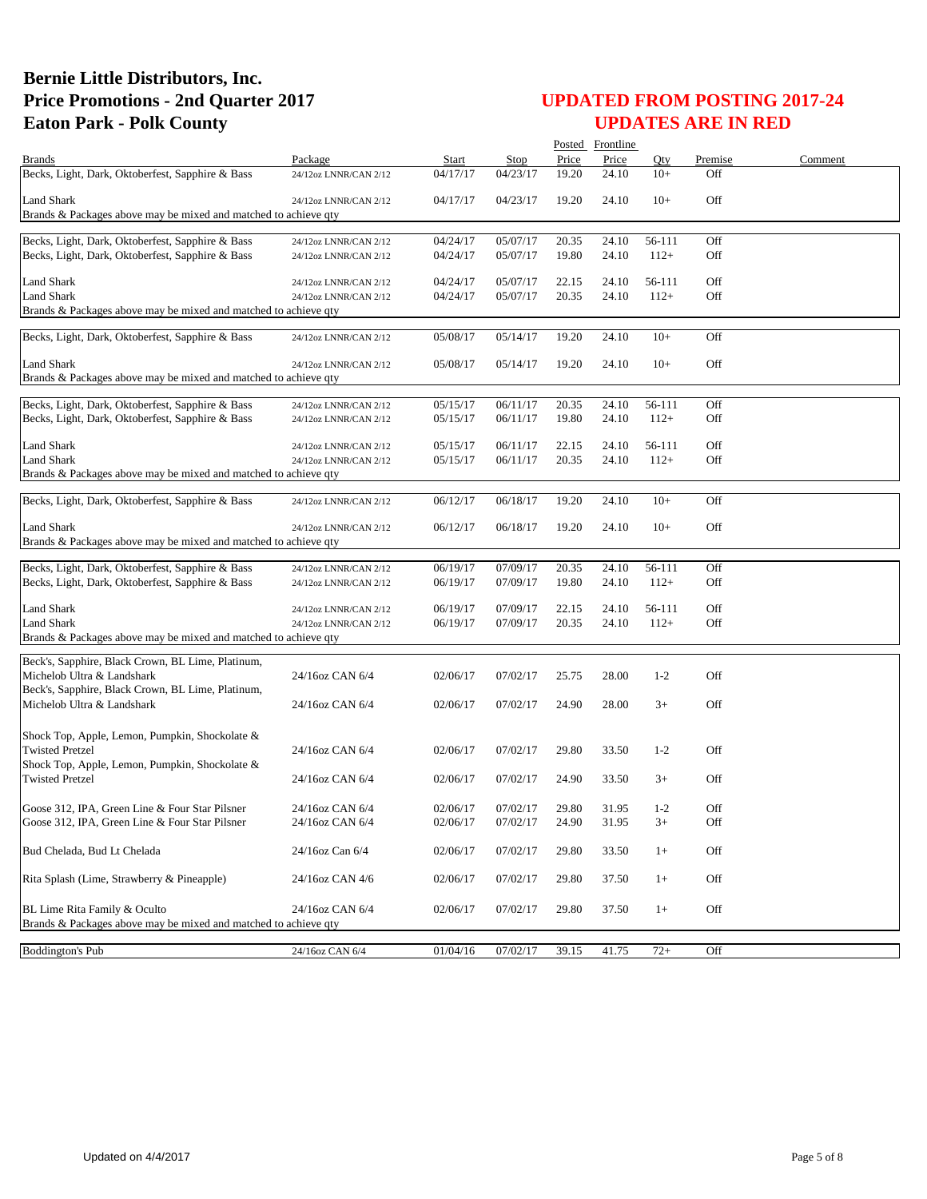# Bernie Little Distributors, Inc.
# Price Promotions - 2nd Quarter 2017
# Eaton Park - Polk County

## UPDATED FROM POSTING 2017-24
## UPDATES ARE IN RED

| Brands | Package | Start | Stop | Posted Price | Frontline Price | Qty | Premise | Comment |
|---|---|---|---|---|---|---|---|---|
| Becks, Light, Dark, Oktoberfest, Sapphire & Bass | 24/12oz LNNR/CAN 2/12 | 04/17/17 | 04/23/17 | 19.20 | 24.10 | 10+ | Off | |
| Land Shark | 24/12oz LNNR/CAN 2/12 | 04/17/17 | 04/23/17 | 19.20 | 24.10 | 10+ | Off | |
| Brands & Packages above may be mixed and matched to achieve qty | | | | | | | | |
| Becks, Light, Dark, Oktoberfest, Sapphire & Bass | 24/12oz LNNR/CAN 2/12 | 04/24/17 | 05/07/17 | 20.35 | 24.10 | 56-111 | Off | |
| Becks, Light, Dark, Oktoberfest, Sapphire & Bass | 24/12oz LNNR/CAN 2/12 | 04/24/17 | 05/07/17 | 19.80 | 24.10 | 112+ | Off | |
| Land Shark | 24/12oz LNNR/CAN 2/12 | 04/24/17 | 05/07/17 | 22.15 | 24.10 | 56-111 | Off | |
| Land Shark | 24/12oz LNNR/CAN 2/12 | 04/24/17 | 05/07/17 | 20.35 | 24.10 | 112+ | Off | |
| Brands & Packages above may be mixed and matched to achieve qty | | | | | | | | |
| Becks, Light, Dark, Oktoberfest, Sapphire & Bass | 24/12oz LNNR/CAN 2/12 | 05/08/17 | 05/14/17 | 19.20 | 24.10 | 10+ | Off | |
| Land Shark | 24/12oz LNNR/CAN 2/12 | 05/08/17 | 05/14/17 | 19.20 | 24.10 | 10+ | Off | |
| Brands & Packages above may be mixed and matched to achieve qty | | | | | | | | |
| Becks, Light, Dark, Oktoberfest, Sapphire & Bass | 24/12oz LNNR/CAN 2/12 | 05/15/17 | 06/11/17 | 20.35 | 24.10 | 56-111 | Off | |
| Becks, Light, Dark, Oktoberfest, Sapphire & Bass | 24/12oz LNNR/CAN 2/12 | 05/15/17 | 06/11/17 | 19.80 | 24.10 | 112+ | Off | |
| Land Shark | 24/12oz LNNR/CAN 2/12 | 05/15/17 | 06/11/17 | 22.15 | 24.10 | 56-111 | Off | |
| Land Shark | 24/12oz LNNR/CAN 2/12 | 05/15/17 | 06/11/17 | 20.35 | 24.10 | 112+ | Off | |
| Brands & Packages above may be mixed and matched to achieve qty | | | | | | | | |
| Becks, Light, Dark, Oktoberfest, Sapphire & Bass | 24/12oz LNNR/CAN 2/12 | 06/12/17 | 06/18/17 | 19.20 | 24.10 | 10+ | Off | |
| Land Shark | 24/12oz LNNR/CAN 2/12 | 06/12/17 | 06/18/17 | 19.20 | 24.10 | 10+ | Off | |
| Brands & Packages above may be mixed and matched to achieve qty | | | | | | | | |
| Becks, Light, Dark, Oktoberfest, Sapphire & Bass | 24/12oz LNNR/CAN 2/12 | 06/19/17 | 07/09/17 | 20.35 | 24.10 | 56-111 | Off | |
| Becks, Light, Dark, Oktoberfest, Sapphire & Bass | 24/12oz LNNR/CAN 2/12 | 06/19/17 | 07/09/17 | 19.80 | 24.10 | 112+ | Off | |
| Land Shark | 24/12oz LNNR/CAN 2/12 | 06/19/17 | 07/09/17 | 22.15 | 24.10 | 56-111 | Off | |
| Land Shark | 24/12oz LNNR/CAN 2/12 | 06/19/17 | 07/09/17 | 20.35 | 24.10 | 112+ | Off | |
| Brands & Packages above may be mixed and matched to achieve qty | | | | | | | | |
| Beck's, Sapphire, Black Crown, BL Lime, Platinum, Michelob Ultra & Landshark | 24/16oz CAN 6/4 | 02/06/17 | 07/02/17 | 25.75 | 28.00 | 1-2 | Off | |
| Beck's, Sapphire, Black Crown, BL Lime, Platinum, Michelob Ultra & Landshark | 24/16oz CAN 6/4 | 02/06/17 | 07/02/17 | 24.90 | 28.00 | 3+ | Off | |
| Shock Top, Apple, Lemon, Pumpkin, Shockolate & Twisted Pretzel | 24/16oz CAN 6/4 | 02/06/17 | 07/02/17 | 29.80 | 33.50 | 1-2 | Off | |
| Shock Top, Apple, Lemon, Pumpkin, Shockolate & Twisted Pretzel | 24/16oz CAN 6/4 | 02/06/17 | 07/02/17 | 24.90 | 33.50 | 3+ | Off | |
| Goose 312, IPA, Green Line & Four Star Pilsner | 24/16oz CAN 6/4 | 02/06/17 | 07/02/17 | 29.80 | 31.95 | 1-2 | Off | |
| Goose 312, IPA, Green Line & Four Star Pilsner | 24/16oz CAN 6/4 | 02/06/17 | 07/02/17 | 24.90 | 31.95 | 3+ | Off | |
| Bud Chelada, Bud Lt Chelada | 24/16oz Can 6/4 | 02/06/17 | 07/02/17 | 29.80 | 33.50 | 1+ | Off | |
| Rita Splash (Lime, Strawberry & Pineapple) | 24/16oz CAN 4/6 | 02/06/17 | 07/02/17 | 29.80 | 37.50 | 1+ | Off | |
| BL Lime Rita Family & Oculto | 24/16oz CAN 6/4 | 02/06/17 | 07/02/17 | 29.80 | 37.50 | 1+ | Off | |
| Brands & Packages above may be mixed and matched to achieve qty | | | | | | | | |
| Boddington's Pub | 24/16oz CAN 6/4 | 01/04/16 | 07/02/17 | 39.15 | 41.75 | 72+ | Off | |

Updated on 4/4/2017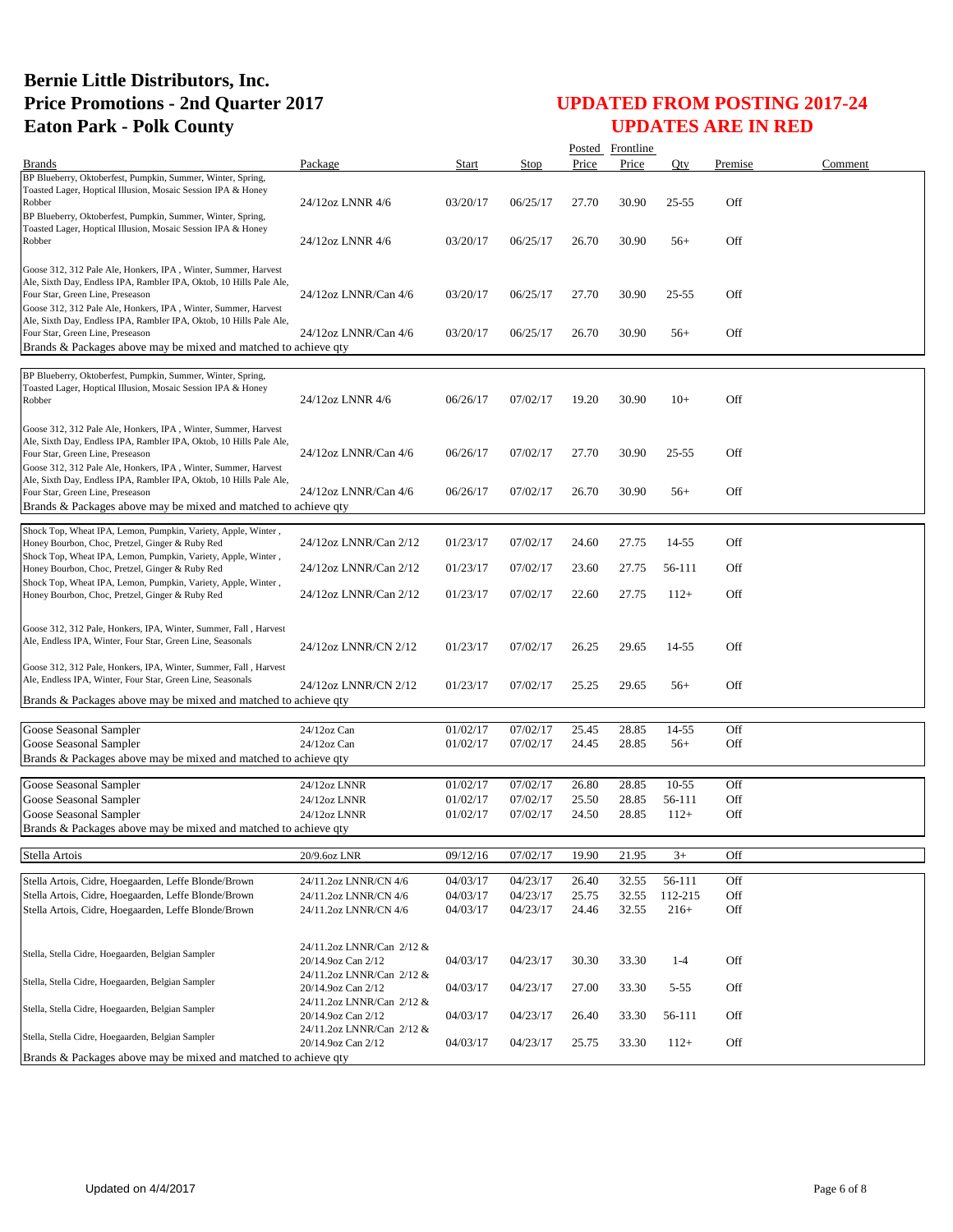# Bernie Little Distributors, Inc.
# Price Promotions - 2nd Quarter 2017
# Eaton Park - Polk County

## UPDATED FROM POSTING 2017-24
## UPDATES ARE IN RED

| Brands | Package | Start | Stop | Posted Price | Frontline Price | Qty | Premise | Comment |
|---|---|---|---|---|---|---|---|---|
| BP Blueberry, Oktoberfest, Pumpkin, Summer, Winter, Spring, Toasted Lager, Hoptical Illusion, Mosaic Session IPA & Honey Robber | 24/12oz LNNR 4/6 | 03/20/17 | 06/25/17 | 27.70 | 30.90 | 25-55 | Off | |
| BP Blueberry, Oktoberfest, Pumpkin, Summer, Winter, Spring, Toasted Lager, Hoptical Illusion, Mosaic Session IPA & Honey Robber | 24/12oz LNNR 4/6 | 03/20/17 | 06/25/17 | 26.70 | 30.90 | 56+ | Off | |
| Goose 312, 312 Pale Ale, Honkers, IPA , Winter, Summer, Harvest Ale, Sixth Day, Endless IPA, Rambler IPA, Oktob, 10 Hills Pale Ale, Four Star, Green Line, Preseason | 24/12oz LNNR/Can 4/6 | 03/20/17 | 06/25/17 | 27.70 | 30.90 | 25-55 | Off | |
| Goose 312, 312 Pale Ale, Honkers, IPA , Winter, Summer, Harvest Ale, Sixth Day, Endless IPA, Rambler IPA, Oktob, 10 Hills Pale Ale, Four Star, Green Line, Preseason | 24/12oz LNNR/Can 4/6 | 03/20/17 | 06/25/17 | 26.70 | 30.90 | 56+ | Off | |
| Brands & Packages above may be mixed and matched to achieve qty | | | | | | | | |
| BP Blueberry, Oktoberfest, Pumpkin, Summer, Winter, Spring, Toasted Lager, Hoptical Illusion, Mosaic Session IPA & Honey Robber | 24/12oz LNNR 4/6 | 06/26/17 | 07/02/17 | 19.20 | 30.90 | 10+ | Off | |
| Goose 312, 312 Pale Ale, Honkers, IPA , Winter, Summer, Harvest Ale, Sixth Day, Endless IPA, Rambler IPA, Oktob, 10 Hills Pale Ale, Four Star, Green Line, Preseason | 24/12oz LNNR/Can 4/6 | 06/26/17 | 07/02/17 | 27.70 | 30.90 | 25-55 | Off | |
| Goose 312, 312 Pale Ale, Honkers, IPA , Winter, Summer, Harvest Ale, Sixth Day, Endless IPA, Rambler IPA, Oktob, 10 Hills Pale Ale, Four Star, Green Line, Preseason | 24/12oz LNNR/Can 4/6 | 06/26/17 | 07/02/17 | 26.70 | 30.90 | 56+ | Off | |
| Brands & Packages above may be mixed and matched to achieve qty | | | | | | | | |
| Shock Top, Wheat IPA, Lemon, Pumpkin, Variety, Apple, Winter , Honey Bourbon, Choc, Pretzel, Ginger & Ruby Red | 24/12oz LNNR/Can 2/12 | 01/23/17 | 07/02/17 | 24.60 | 27.75 | 14-55 | Off | |
| Shock Top, Wheat IPA, Lemon, Pumpkin, Variety, Apple, Winter , Honey Bourbon, Choc, Pretzel, Ginger & Ruby Red | 24/12oz LNNR/Can 2/12 | 01/23/17 | 07/02/17 | 23.60 | 27.75 | 56-111 | Off | |
| Shock Top, Wheat IPA, Lemon, Pumpkin, Variety, Apple, Winter , Honey Bourbon, Choc, Pretzel, Ginger & Ruby Red | 24/12oz LNNR/Can 2/12 | 01/23/17 | 07/02/17 | 22.60 | 27.75 | 112+ | Off | |
| Goose 312, 312 Pale, Honkers, IPA, Winter, Summer, Fall , Harvest Ale, Endless IPA, Winter, Four Star, Green Line, Seasonals | 24/12oz LNNR/CN 2/12 | 01/23/17 | 07/02/17 | 26.25 | 29.65 | 14-55 | Off | |
| Goose 312, 312 Pale, Honkers, IPA, Winter, Summer, Fall , Harvest Ale, Endless IPA, Winter, Four Star, Green Line, Seasonals | 24/12oz LNNR/CN 2/12 | 01/23/17 | 07/02/17 | 25.25 | 29.65 | 56+ | Off | |
| Brands & Packages above may be mixed and matched to achieve qty | | | | | | | | |
| Goose Seasonal Sampler | 24/12oz Can | 01/02/17 | 07/02/17 | 25.45 | 28.85 | 14-55 | Off | |
| Goose Seasonal Sampler | 24/12oz Can | 01/02/17 | 07/02/17 | 24.45 | 28.85 | 56+ | Off | |
| Brands & Packages above may be mixed and matched to achieve qty | | | | | | | | |
| Goose Seasonal Sampler | 24/12oz LNNR | 01/02/17 | 07/02/17 | 26.80 | 28.85 | 10-55 | Off | |
| Goose Seasonal Sampler | 24/12oz LNNR | 01/02/17 | 07/02/17 | 25.50 | 28.85 | 56-111 | Off | |
| Goose Seasonal Sampler | 24/12oz LNNR | 01/02/17 | 07/02/17 | 24.50 | 28.85 | 112+ | Off | |
| Brands & Packages above may be mixed and matched to achieve qty | | | | | | | | |
| Stella Artois | 20/9.6oz LNR | 09/12/16 | 07/02/17 | 19.90 | 21.95 | 3+ | Off | |
| Stella Artois, Cidre, Hoegaarden, Leffe Blonde/Brown | 24/11.2oz LNNR/CN 4/6 | 04/03/17 | 04/23/17 | 26.40 | 32.55 | 56-111 | Off | |
| Stella Artois, Cidre, Hoegaarden, Leffe Blonde/Brown | 24/11.2oz LNNR/CN 4/6 | 04/03/17 | 04/23/17 | 25.75 | 32.55 | 112-215 | Off | |
| Stella Artois, Cidre, Hoegaarden, Leffe Blonde/Brown | 24/11.2oz LNNR/CN 4/6 | 04/03/17 | 04/23/17 | 24.46 | 32.55 | 216+ | Off | |
| Stella, Stella Cidre, Hoegaarden, Belgian Sampler | 24/11.2oz LNNR/Can 2/12 & 20/14.9oz Can 2/12 | 04/03/17 | 04/23/17 | 30.30 | 33.30 | 1-4 | Off | |
| Stella, Stella Cidre, Hoegaarden, Belgian Sampler | 24/11.2oz LNNR/Can 2/12 & 20/14.9oz Can 2/12 | 04/03/17 | 04/23/17 | 27.00 | 33.30 | 5-55 | Off | |
| Stella, Stella Cidre, Hoegaarden, Belgian Sampler | 24/11.2oz LNNR/Can 2/12 & 20/14.9oz Can 2/12 | 04/03/17 | 04/23/17 | 26.40 | 33.30 | 56-111 | Off | |
| Stella, Stella Cidre, Hoegaarden, Belgian Sampler | 24/11.2oz LNNR/Can 2/12 & 20/14.9oz Can 2/12 | 04/03/17 | 04/23/17 | 25.75 | 33.30 | 112+ | Off | |
| Brands & Packages above may be mixed and matched to achieve qty | | | | | | | | |

Updated on 4/4/2017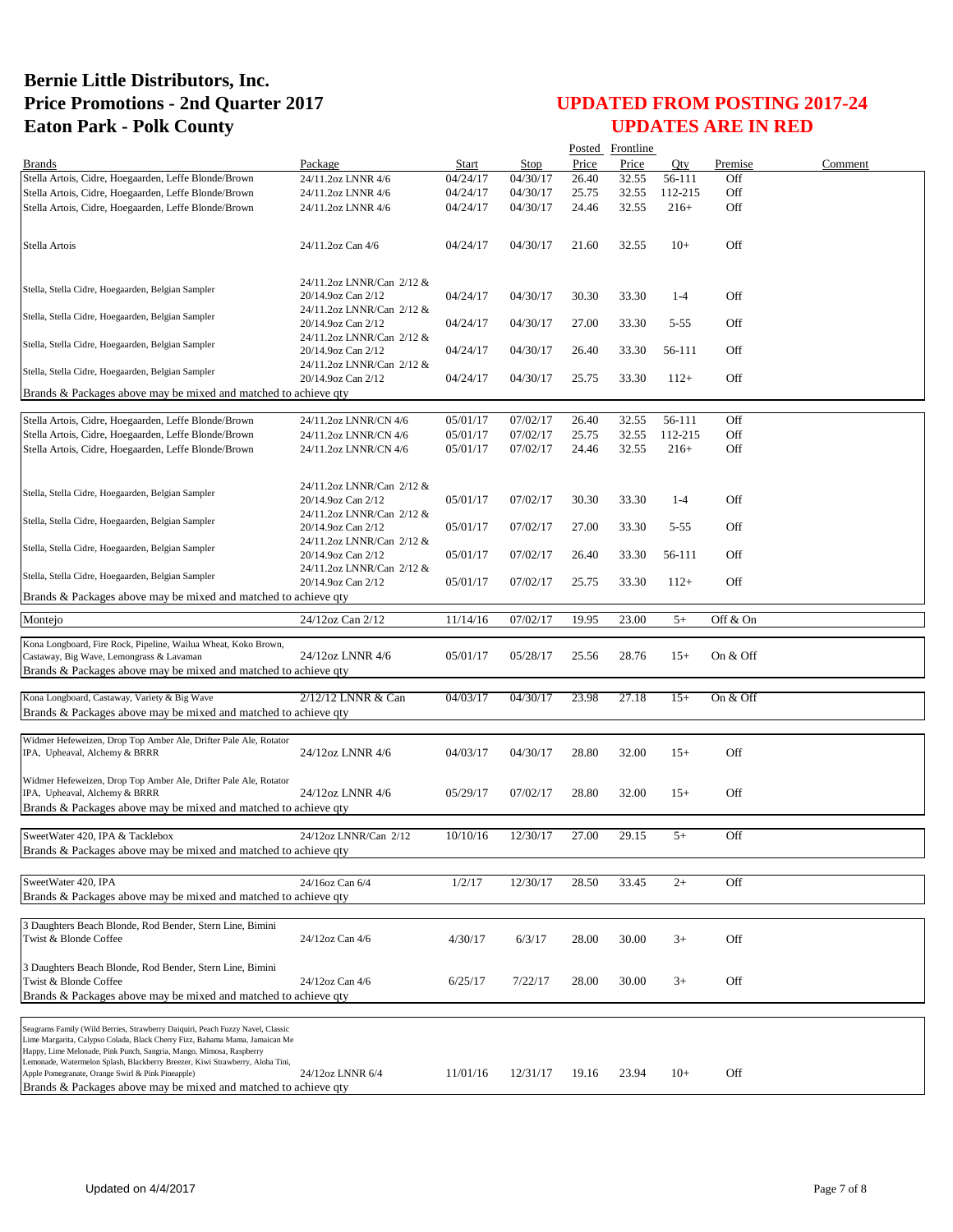# Bernie Little Distributors, Inc.
# Price Promotions - 2nd Quarter 2017
# Eaton Park - Polk County

## UPDATED FROM POSTING 2017-24
## UPDATES ARE IN RED

| Brands | Package | Start | Stop | Posted Price | Frontline Price | Qty | Premise | Comment |
|---|---|---|---|---|---|---|---|---|
| Stella Artois, Cidre, Hoegaarden, Leffe Blonde/Brown | 24/11.2oz LNNR 4/6 | 04/24/17 | 04/30/17 | 26.40 | 32.55 | 56-111 | Off | |
| Stella Artois, Cidre, Hoegaarden, Leffe Blonde/Brown | 24/11.2oz LNNR 4/6 | 04/24/17 | 04/30/17 | 25.75 | 32.55 | 112-215 | Off | |
| Stella Artois, Cidre, Hoegaarden, Leffe Blonde/Brown | 24/11.2oz LNNR 4/6 | 04/24/17 | 04/30/17 | 24.46 | 32.55 | 216+ | Off | |
| Stella Artois | 24/11.2oz Can 4/6 | 04/24/17 | 04/30/17 | 21.60 | 32.55 | 10+ | Off | |
| Stella, Stella Cidre, Hoegaarden, Belgian Sampler | 24/11.2oz LNNR/Can 2/12 & 20/14.9oz Can 2/12 | 04/24/17 | 04/30/17 | 30.30 | 33.30 | 1-4 | Off | |
| Stella, Stella Cidre, Hoegaarden, Belgian Sampler | 24/11.2oz LNNR/Can 2/12 & 20/14.9oz Can 2/12 | 04/24/17 | 04/30/17 | 27.00 | 33.30 | 5-55 | Off | |
| Stella, Stella Cidre, Hoegaarden, Belgian Sampler | 24/11.2oz LNNR/Can 2/12 & 20/14.9oz Can 2/12 | 04/24/17 | 04/30/17 | 26.40 | 33.30 | 56-111 | Off | |
| Stella, Stella Cidre, Hoegaarden, Belgian Sampler | 24/11.2oz LNNR/Can 2/12 & 20/14.9oz Can 2/12 | 04/24/17 | 04/30/17 | 25.75 | 33.30 | 112+ | Off | |
| Brands & Packages above may be mixed and matched to achieve qty | | | | | | | | |
| Stella Artois, Cidre, Hoegaarden, Leffe Blonde/Brown | 24/11.2oz LNNR/CN 4/6 | 05/01/17 | 07/02/17 | 26.40 | 32.55 | 56-111 | Off | |
| Stella Artois, Cidre, Hoegaarden, Leffe Blonde/Brown | 24/11.2oz LNNR/CN 4/6 | 05/01/17 | 07/02/17 | 25.75 | 32.55 | 112-215 | Off | |
| Stella Artois, Cidre, Hoegaarden, Leffe Blonde/Brown | 24/11.2oz LNNR/CN 4/6 | 05/01/17 | 07/02/17 | 24.46 | 32.55 | 216+ | Off | |
| Stella, Stella Cidre, Hoegaarden, Belgian Sampler | 24/11.2oz LNNR/Can 2/12 & 20/14.9oz Can 2/12 | 05/01/17 | 07/02/17 | 30.30 | 33.30 | 1-4 | Off | |
| Stella, Stella Cidre, Hoegaarden, Belgian Sampler | 24/11.2oz LNNR/Can 2/12 & 20/14.9oz Can 2/12 | 05/01/17 | 07/02/17 | 27.00 | 33.30 | 5-55 | Off | |
| Stella, Stella Cidre, Hoegaarden, Belgian Sampler | 24/11.2oz LNNR/Can 2/12 & 20/14.9oz Can 2/12 | 05/01/17 | 07/02/17 | 26.40 | 33.30 | 56-111 | Off | |
| Stella, Stella Cidre, Hoegaarden, Belgian Sampler | 24/11.2oz LNNR/Can 2/12 & 20/14.9oz Can 2/12 | 05/01/17 | 07/02/17 | 25.75 | 33.30 | 112+ | Off | |
| Brands & Packages above may be mixed and matched to achieve qty | | | | | | | | |
| Montejo | 24/12oz Can 2/12 | 11/14/16 | 07/02/17 | 19.95 | 23.00 | 5+ | Off & On | |
| Kona Longboard, Fire Rock, Pipeline, Wailua Wheat, Koko Brown, Castaway, Big Wave, Lemongrass & Lavaman | 24/12oz LNNR 4/6 | 05/01/17 | 05/28/17 | 25.56 | 28.76 | 15+ | On & Off | |
| Brands & Packages above may be mixed and matched to achieve qty | | | | | | | | |
| Kona Longboard, Castaway, Variety & Big Wave | 2/12/12 LNNR & Can | 04/03/17 | 04/30/17 | 23.98 | 27.18 | 15+ | On & Off | |
| Brands & Packages above may be mixed and matched to achieve qty | | | | | | | | |
| Widmer Hefeweizen, Drop Top Amber Ale, Drifter Pale Ale, Rotator IPA, Upheaval, Alchemy & BRRR | 24/12oz LNNR 4/6 | 04/03/17 | 04/30/17 | 28.80 | 32.00 | 15+ | Off | |
| Widmer Hefeweizen, Drop Top Amber Ale, Drifter Pale Ale, Rotator IPA, Upheaval, Alchemy & BRRR | 24/12oz LNNR 4/6 | 05/29/17 | 07/02/17 | 28.80 | 32.00 | 15+ | Off | |
| Brands & Packages above may be mixed and matched to achieve qty | | | | | | | | |
| SweetWater 420, IPA & Tacklebox | 24/12oz LNNR/Can 2/12 | 10/10/16 | 12/30/17 | 27.00 | 29.15 | 5+ | Off | |
| Brands & Packages above may be mixed and matched to achieve qty | | | | | | | | |
| SweetWater 420, IPA | 24/16oz Can 6/4 | 1/2/17 | 12/30/17 | 28.50 | 33.45 | 2+ | Off | |
| Brands & Packages above may be mixed and matched to achieve qty | | | | | | | | |
| 3 Daughters Beach Blonde, Rod Bender, Stern Line, Bimini Twist & Blonde Coffee | 24/12oz Can 4/6 | 4/30/17 | 6/3/17 | 28.00 | 30.00 | 3+ | Off | |
| 3 Daughters Beach Blonde, Rod Bender, Stern Line, Bimini Twist & Blonde Coffee | 24/12oz Can 4/6 | 6/25/17 | 7/22/17 | 28.00 | 30.00 | 3+ | Off | |
| Brands & Packages above may be mixed and matched to achieve qty | | | | | | | | |
| Seagrams Family (Wild Berries, Strawberry Daiquiri, Peach Fuzzy Navel, Classic Lime Margarita, Calypso Colada, Black Cherry Fizz, Bahama Mama, Jamaican Me Happy, Lime Melonade, Pink Punch, Sangria, Mango, Mimosa, Raspberry Lemonade, Watermelon Splash, Blackberry Breezer, Kiwi Strawberry, Aloha Tini, Apple Pomegranate, Orange Swirl & Pink Pineapple) | 24/12oz LNNR 6/4 | 11/01/16 | 12/31/17 | 19.16 | 23.94 | 10+ | Off | |
| Brands & Packages above may be mixed and matched to achieve qty | | | | | | | | |

Updated on 4/4/2017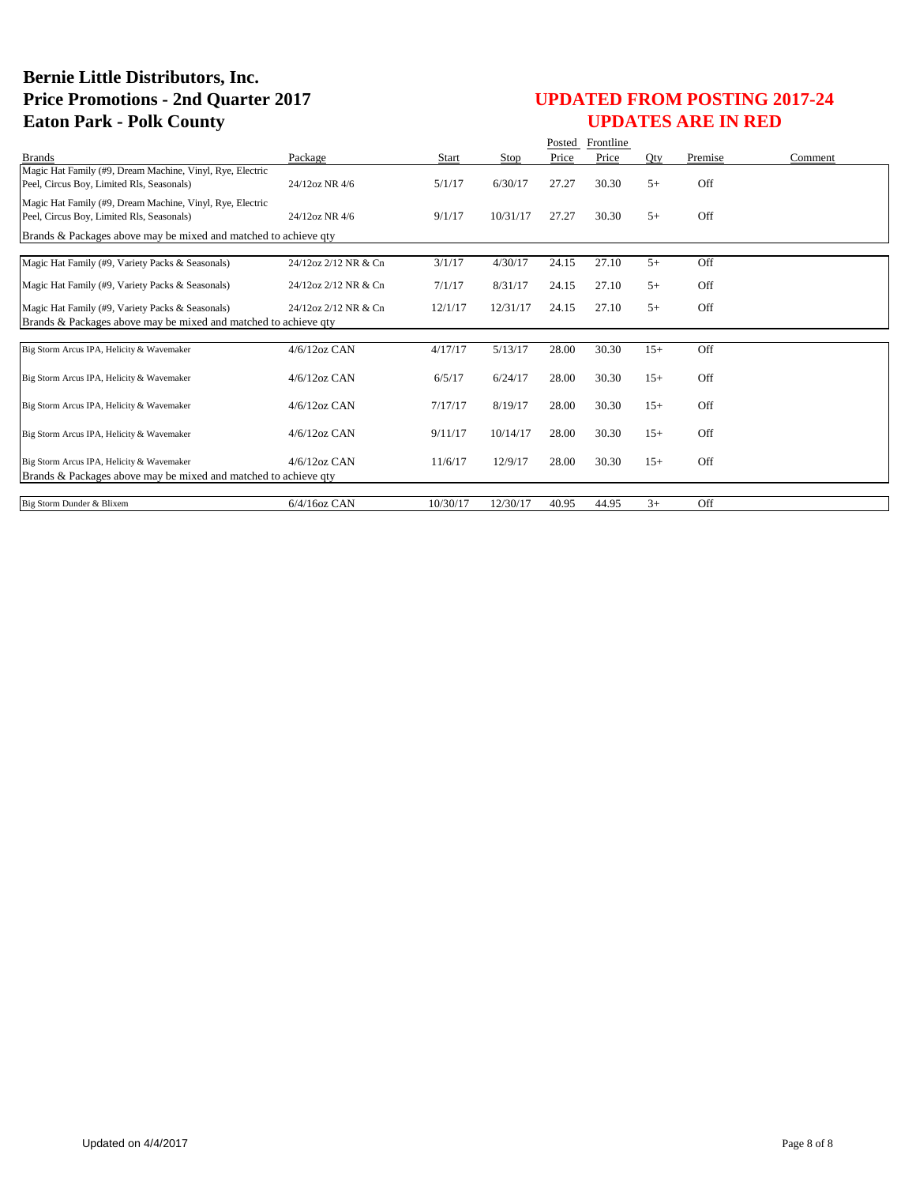# Bernie Little Distributors, Inc.
# Price Promotions - 2nd Quarter 2017
# Eaton Park - Polk County

## UPDATED FROM POSTING 2017-24
## UPDATES ARE IN RED

| Brands | Package | Start | Stop | Posted Price | Frontline Price | Qty | Premise | Comment |
|---|---|---|---|---|---|---|---|---|
| Magic Hat Family (#9, Dream Machine, Vinyl, Rye, Electric Peel, Circus Boy, Limited Rls, Seasonals) | 24/12oz NR 4/6 | 5/1/17 | 6/30/17 | 27.27 | 30.30 | 5+ | Off | |
| Magic Hat Family (#9, Dream Machine, Vinyl, Rye, Electric Peel, Circus Boy, Limited Rls, Seasonals) | 24/12oz NR 4/6 | 9/1/17 | 10/31/17 | 27.27 | 30.30 | 5+ | Off | |
| Brands & Packages above may be mixed and matched to achieve qty | | | | | | | | |
| Magic Hat Family (#9, Variety Packs & Seasonals) | 24/12oz 2/12 NR & Cn | 3/1/17 | 4/30/17 | 24.15 | 27.10 | 5+ | Off | |
| Magic Hat Family (#9, Variety Packs & Seasonals) | 24/12oz 2/12 NR & Cn | 7/1/17 | 8/31/17 | 24.15 | 27.10 | 5+ | Off | |
| Magic Hat Family (#9, Variety Packs & Seasonals) | 24/12oz 2/12 NR & Cn | 12/1/17 | 12/31/17 | 24.15 | 27.10 | 5+ | Off | |
| Brands & Packages above may be mixed and matched to achieve qty | | | | | | | | |
| Big Storm Arcus IPA, Helicity & Wavemaker | 4/6/12oz CAN | 4/17/17 | 5/13/17 | 28.00 | 30.30 | 15+ | Off | |
| Big Storm Arcus IPA, Helicity & Wavemaker | 4/6/12oz CAN | 6/5/17 | 6/24/17 | 28.00 | 30.30 | 15+ | Off | |
| Big Storm Arcus IPA, Helicity & Wavemaker | 4/6/12oz CAN | 7/17/17 | 8/19/17 | 28.00 | 30.30 | 15+ | Off | |
| Big Storm Arcus IPA, Helicity & Wavemaker | 4/6/12oz CAN | 9/11/17 | 10/14/17 | 28.00 | 30.30 | 15+ | Off | |
| Big Storm Arcus IPA, Helicity & Wavemaker | 4/6/12oz CAN | 11/6/17 | 12/9/17 | 28.00 | 30.30 | 15+ | Off | |
| Brands & Packages above may be mixed and matched to achieve qty | | | | | | | | |
| Big Storm Dunder & Blixem | 6/4/16oz CAN | 10/30/17 | 12/30/17 | 40.95 | 44.95 | 3+ | Off | |

Updated on 4/4/2017